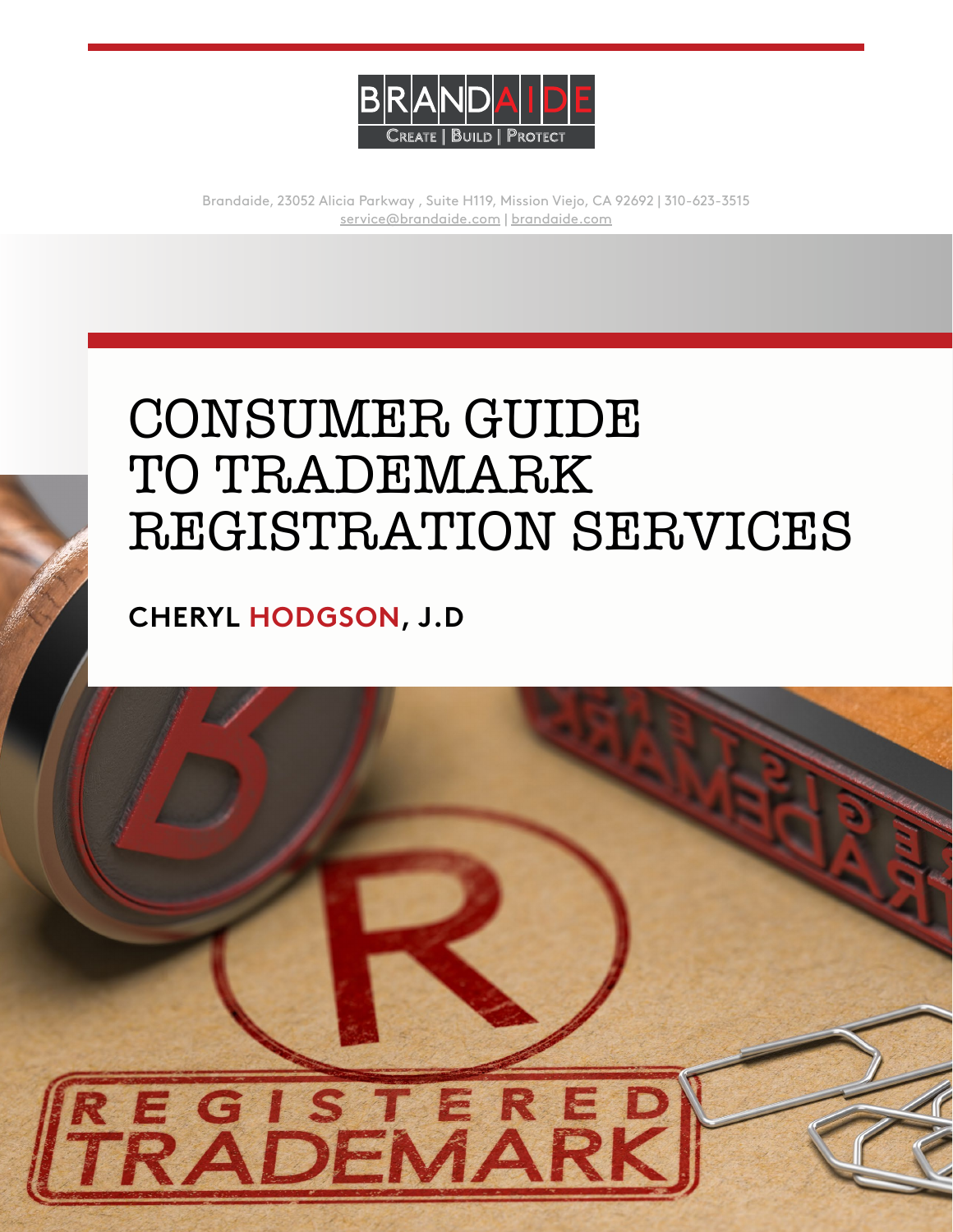BRANDAIDE

CREATE | BUILD | PROTECT

Brandaide, 23052 Alicia Parkway , Suite H119, Mission Viejo, CA 92692 | 310-623-3515
service@brandaide.com | brandaide.com

# CONSUMER GUIDE TO TRADEMARK REGISTRATION SERVICES

**CHERYL HODGSON, J.D**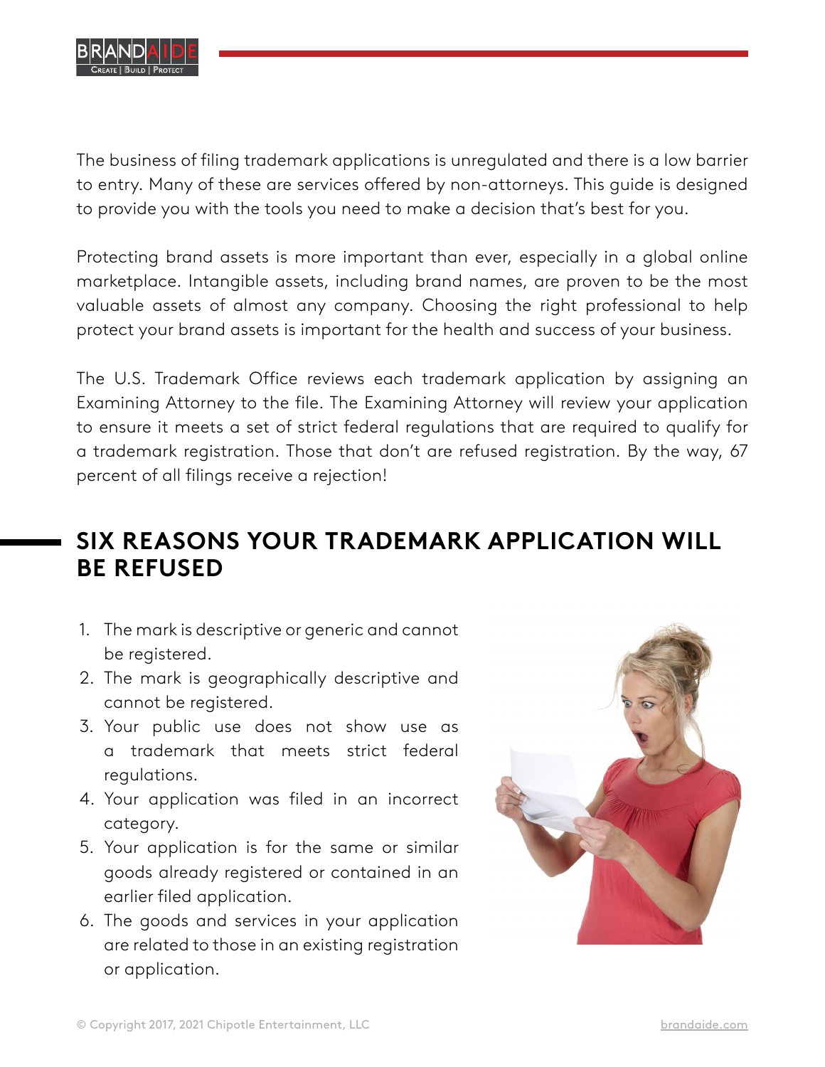The business of filing trademark applications is unregulated and there is a low barrier to entry. Many of these are services offered by non-attorneys. This guide is designed to provide you with the tools you need to make a decision that's best for you.

Protecting brand assets is more important than ever, especially in a global online marketplace. Intangible assets, including brand names, are proven to be the most valuable assets of almost any company. Choosing the right professional to help protect your brand assets is important for the health and success of your business.

The U.S. Trademark Office reviews each trademark application by assigning an Examining Attorney to the file. The Examining Attorney will review your application to ensure it meets a set of strict federal regulations that are required to qualify for a trademark registration. Those that don't are refused registration. By the way, 67 percent of all filings receive a rejection!

## SIX REASONS YOUR TRADEMARK APPLICATION WILL BE REFUSED

1. The mark is descriptive or generic and cannot be registered.
2. The mark is geographically descriptive and cannot be registered.
3. Your public use does not show use as a trademark that meets strict federal regulations.
4. Your application was filed in an incorrect category.
5. Your application is for the same or similar goods already registered or contained in an earlier filed application.
6. The goods and services in your application are related to those in an existing registration or application.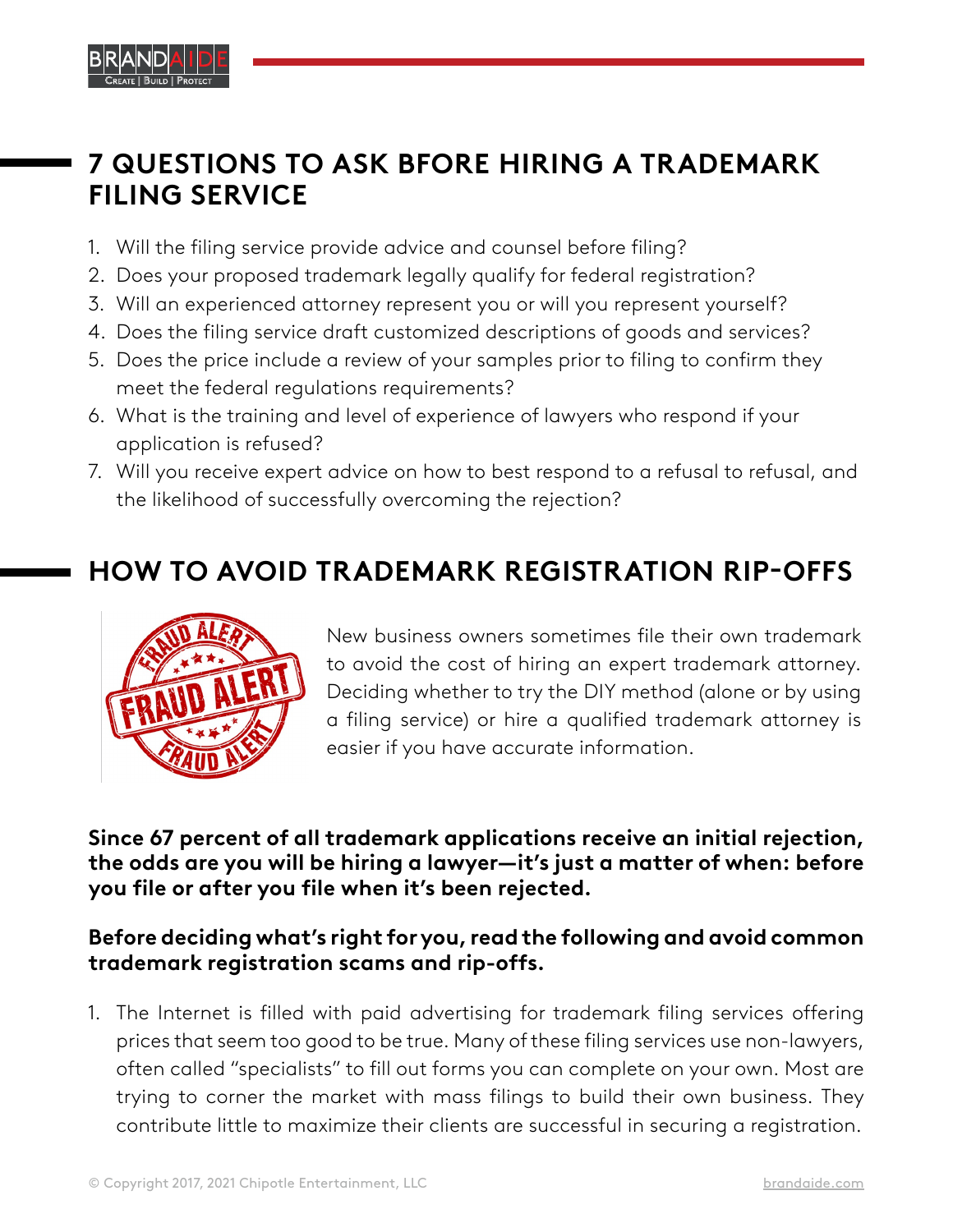## 7 QUESTIONS TO ASK BFORE HIRING A TRADEMARK FILING SERVICE

1. Will the filing service provide advice and counsel before filing?
2. Does your proposed trademark legally qualify for federal registration?
3. Will an experienced attorney represent you or will you represent yourself?
4. Does the filing service draft customized descriptions of goods and services?
5. Does the price include a review of your samples prior to filing to confirm they meet the federal regulations requirements?
6. What is the training and level of experience of lawyers who respond if your application is refused?
7. Will you receive expert advice on how to best respond to a refusal to refusal, and the likelihood of successfully overcoming the rejection?

## HOW TO AVOID TRADEMARK REGISTRATION RIP-OFFS

New business owners sometimes file their own trademark to avoid the cost of hiring an expert trademark attorney. Deciding whether to try the DIY method (alone or by using a filing service) or hire a qualified trademark attorney is easier if you have accurate information.

**Since 67 percent of all trademark applications receive an initial rejection, the odds are you will be hiring a lawyer—it's just a matter of when: before you file or after you file when it's been rejected.**

**Before deciding what's right for you, read the following and avoid common trademark registration scams and rip-offs.**

1. The Internet is filled with paid advertising for trademark filing services offering prices that seem too good to be true. Many of these filing services use non-lawyers, often called "specialists" to fill out forms you can complete on your own. Most are trying to corner the market with mass filings to build their own business. They contribute little to maximize their clients are successful in securing a registration.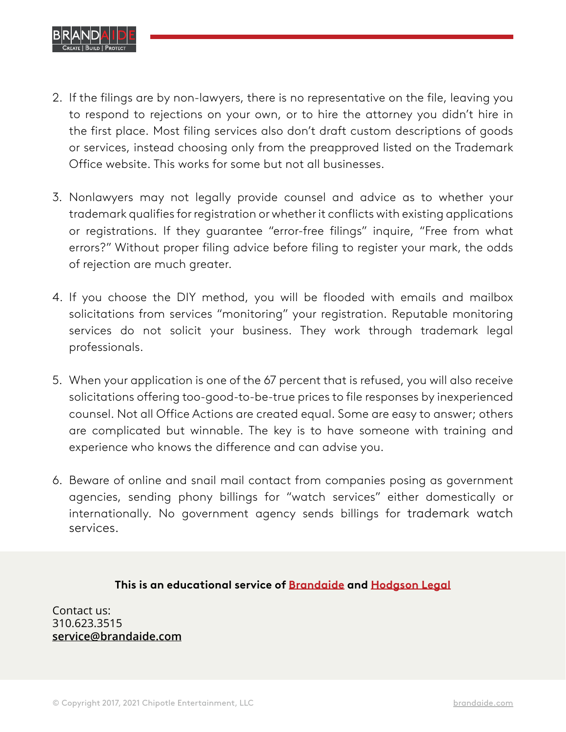2. If the filings are by non-lawyers, there is no representative on the file, leaving you to respond to rejections on your own, or to hire the attorney you didn't hire in the first place. Most filing services also don't draft custom descriptions of goods or services, instead choosing only from the preapproved listed on the Trademark Office website. This works for some but not all businesses.

3. Nonlawyers may not legally provide counsel and advice as to whether your trademark qualifies for registration or whether it conflicts with existing applications or registrations. If they guarantee "error-free filings" inquire, "Free from what errors?" Without proper filing advice before filing to register your mark, the odds of rejection are much greater.

4. If you choose the DIY method, you will be flooded with emails and mailbox solicitations from services "monitoring" your registration. Reputable monitoring services do not solicit your business. They work through trademark legal professionals.

5. When your application is one of the 67 percent that is refused, you will also receive solicitations offering too-good-to-be-true prices to file responses by inexperienced counsel. Not all Office Actions are created equal. Some are easy to answer; others are complicated but winnable. The key is to have someone with training and experience who knows the difference and can advise you.

6. Beware of online and snail mail contact from companies posing as government agencies, sending phony billings for "watch services" either domestically or internationally. No government agency sends billings for trademark watch services.

**This is an educational service of Brandaide and Hodgson Legal**

Contact us:
310.623.3515
service@brandaide.com

© Copyright 2017, 2021 Chipotle Entertainment, LLC

brandaide.com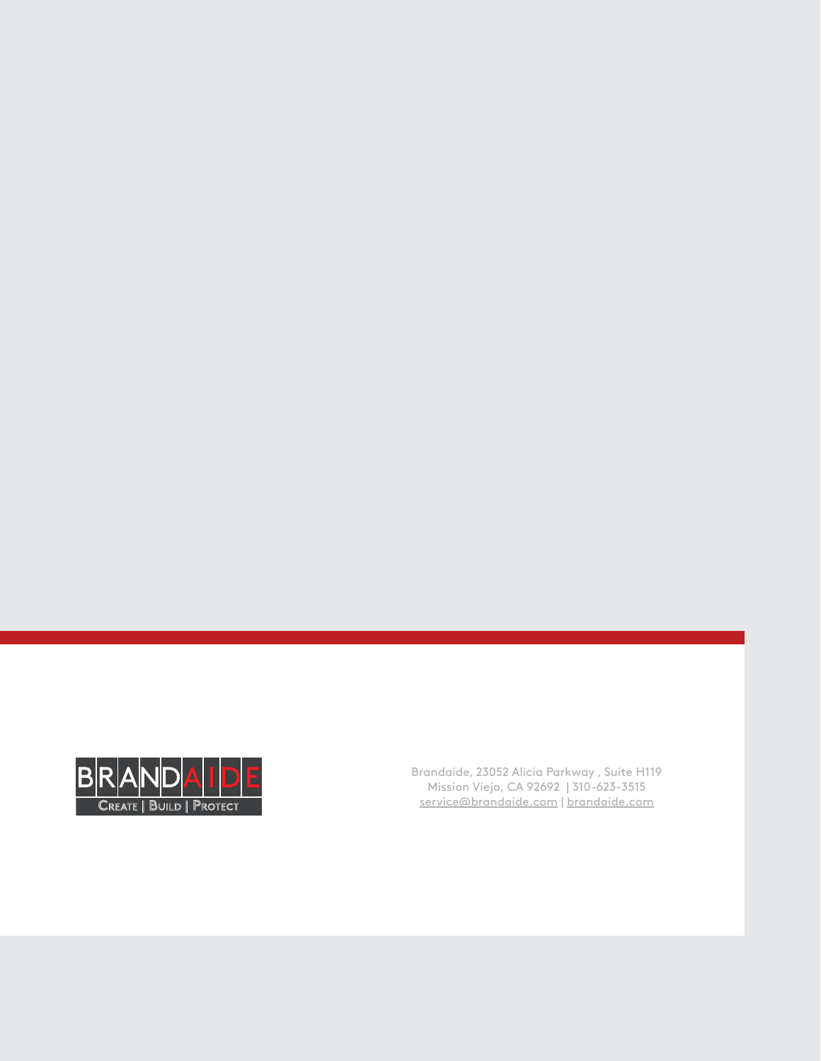BRANDAIDE

CREATE | BUILD | PROTECT

Brandaide, 23052 Alicia Parkway , Suite H119
Mission Viejo, CA 92692 | 310-623-3515
service@brandaide.com | brandaide.com